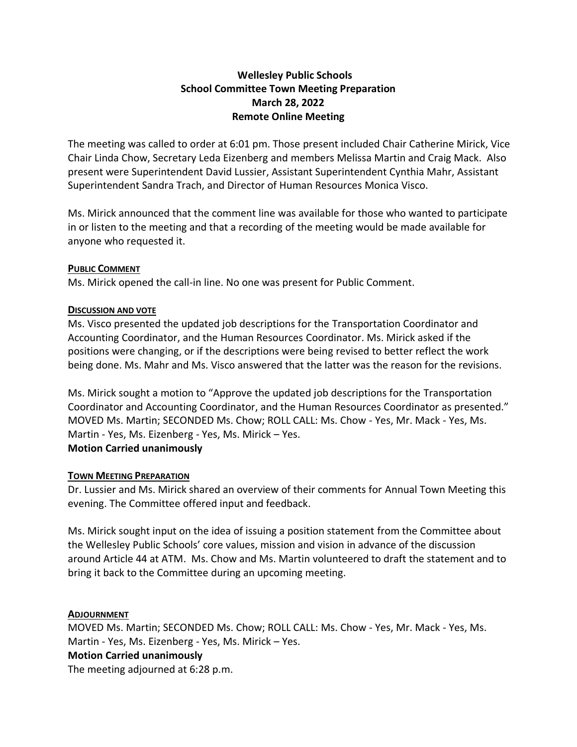**Wellesley Public Schools**
**School Committee Town Meeting Preparation**
**March 28, 2022**
**Remote Online Meeting**

The meeting was called to order at 6:01 pm. Those present included Chair Catherine Mirick, Vice Chair Linda Chow, Secretary Leda Eizenberg and members Melissa Martin and Craig Mack. Also present were Superintendent David Lussier, Assistant Superintendent Cynthia Mahr, Assistant Superintendent Sandra Trach, and Director of Human Resources Monica Visco.

Ms. Mirick announced that the comment line was available for those who wanted to participate in or listen to the meeting and that a recording of the meeting would be made available for anyone who requested it.

**PUBLIC COMMENT**

Ms. Mirick opened the call-in line. No one was present for Public Comment.

**DISCUSSION AND VOTE**

Ms. Visco presented the updated job descriptions for the Transportation Coordinator and Accounting Coordinator, and the Human Resources Coordinator. Ms. Mirick asked if the positions were changing, or if the descriptions were being revised to better reflect the work being done. Ms. Mahr and Ms. Visco answered that the latter was the reason for the revisions.

Ms. Mirick sought a motion to "Approve the updated job descriptions for the Transportation Coordinator and Accounting Coordinator, and the Human Resources Coordinator as presented." MOVED Ms. Martin; SECONDED Ms. Chow; ROLL CALL: Ms. Chow - Yes, Mr. Mack - Yes, Ms. Martin - Yes, Ms. Eizenberg - Yes, Ms. Mirick – Yes.

**Motion Carried unanimously**

**TOWN MEETING PREPARATION**

Dr. Lussier and Ms. Mirick shared an overview of their comments for Annual Town Meeting this evening. The Committee offered input and feedback.

Ms. Mirick sought input on the idea of issuing a position statement from the Committee about the Wellesley Public Schools' core values, mission and vision in advance of the discussion around Article 44 at ATM. Ms. Chow and Ms. Martin volunteered to draft the statement and to bring it back to the Committee during an upcoming meeting.

**ADJOURNMENT**

MOVED Ms. Martin; SECONDED Ms. Chow; ROLL CALL: Ms. Chow - Yes, Mr. Mack - Yes, Ms. Martin - Yes, Ms. Eizenberg - Yes, Ms. Mirick – Yes.

**Motion Carried unanimously**

The meeting adjourned at 6:28 p.m.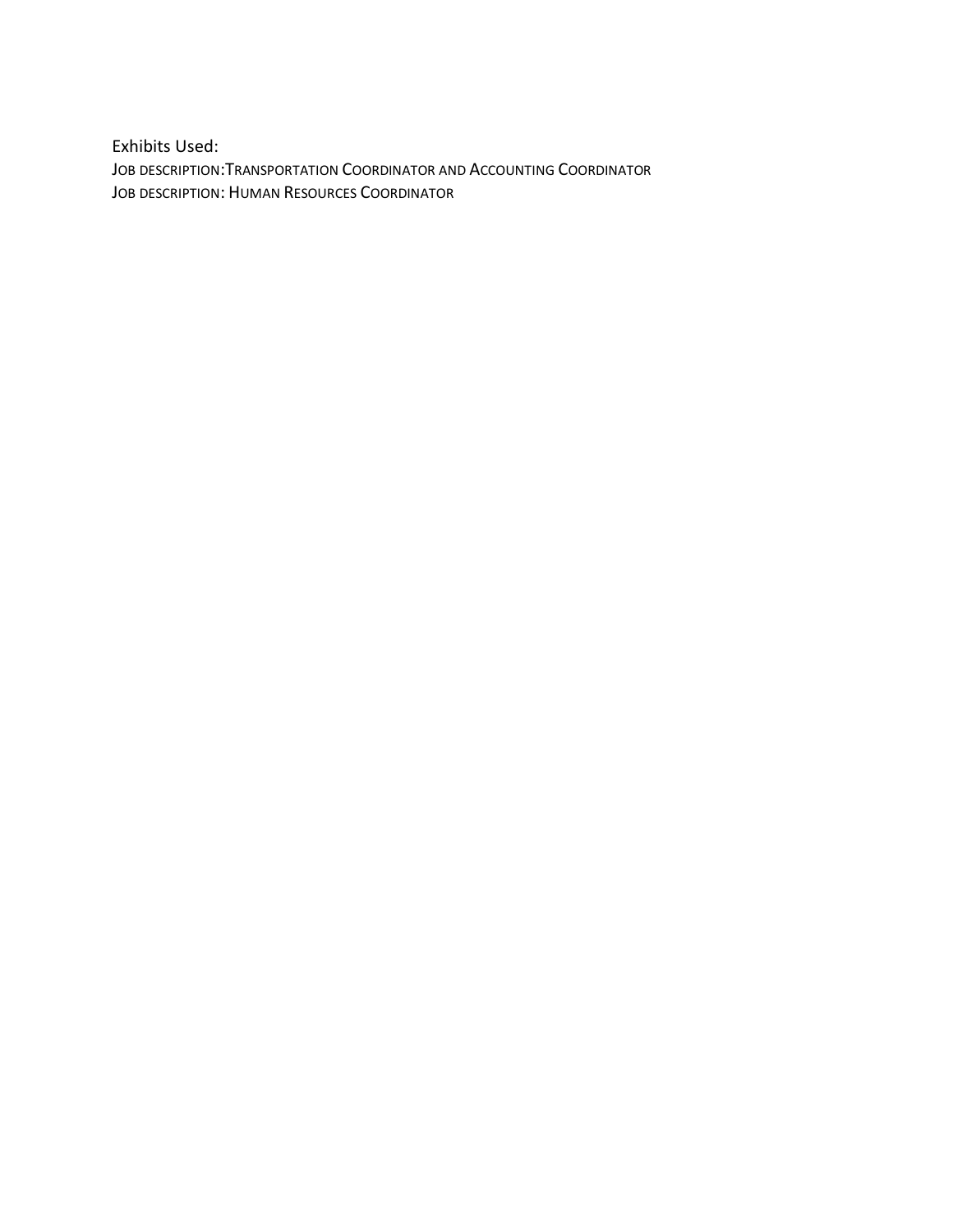Exhibits Used:

JOB DESCRIPTION:TRANSPORTATION COORDINATOR AND ACCOUNTING COORDINATOR

JOB DESCRIPTION: HUMAN RESOURCES COORDINATOR